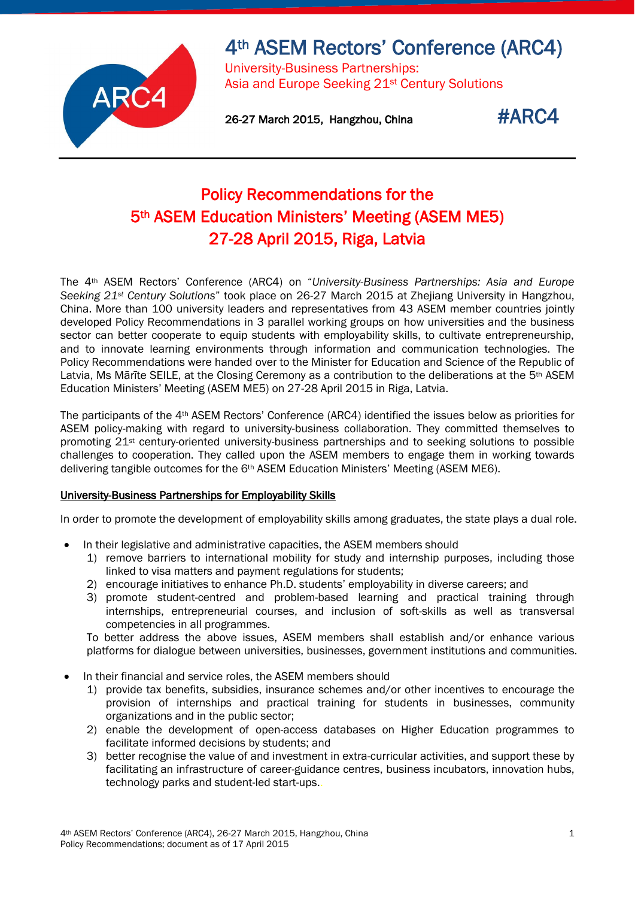# 4th ASEM Rectors' Conference (ARC4)

University-Business Partnerships:
Asia and Europe Seeking 21st Century Solutions

26-27 March 2015, Hangzhou, China

#ARC4

## Policy Recommendations for the 5th ASEM Education Ministers' Meeting (ASEM ME5) 27-28 April 2015, Riga, Latvia

The 4th ASEM Rectors' Conference (ARC4) on *"University-Business Partnerships: Asia and Europe Seeking 21st Century Solutions"* took place on 26-27 March 2015 at Zhejiang University in Hangzhou, China. More than 100 university leaders and representatives from 43 ASEM member countries jointly developed Policy Recommendations in 3 parallel working groups on how universities and the business sector can better cooperate to equip students with employability skills, to cultivate entrepreneurship, and to innovate learning environments through information and communication technologies. The Policy Recommendations were handed over to the Minister for Education and Science of the Republic of Latvia, Ms Mārīte SEILE, at the Closing Ceremony as a contribution to the deliberations at the 5th ASEM Education Ministers' Meeting (ASEM ME5) on 27-28 April 2015 in Riga, Latvia.

The participants of the 4th ASEM Rectors' Conference (ARC4) identified the issues below as priorities for ASEM policy-making with regard to university-business collaboration. They committed themselves to promoting 21st century-oriented university-business partnerships and to seeking solutions to possible challenges to cooperation. They called upon the ASEM members to engage them in working towards delivering tangible outcomes for the 6th ASEM Education Ministers' Meeting (ASEM ME6).

### University-Business Partnerships for Employability Skills

In order to promote the development of employability skills among graduates, the state plays a dual role.

- In their legislative and administrative capacities, the ASEM members should
  1) remove barriers to international mobility for study and internship purposes, including those linked to visa matters and payment regulations for students;
  2) encourage initiatives to enhance Ph.D. students' employability in diverse careers; and
  3) promote student-centred and problem-based learning and practical training through internships, entrepreneurial courses, and inclusion of soft-skills as well as transversal competencies in all programmes.

  To better address the above issues, ASEM members shall establish and/or enhance various platforms for dialogue between universities, businesses, government institutions and communities.

- In their financial and service roles, the ASEM members should
  1) provide tax benefits, subsidies, insurance schemes and/or other incentives to encourage the provision of internships and practical training for students in businesses, community organizations and in the public sector;
  2) enable the development of open-access databases on Higher Education programmes to facilitate informed decisions by students; and
  3) better recognise the value of and investment in extra-curricular activities, and support these by facilitating an infrastructure of career-guidance centres, business incubators, innovation hubs, technology parks and student-led start-ups.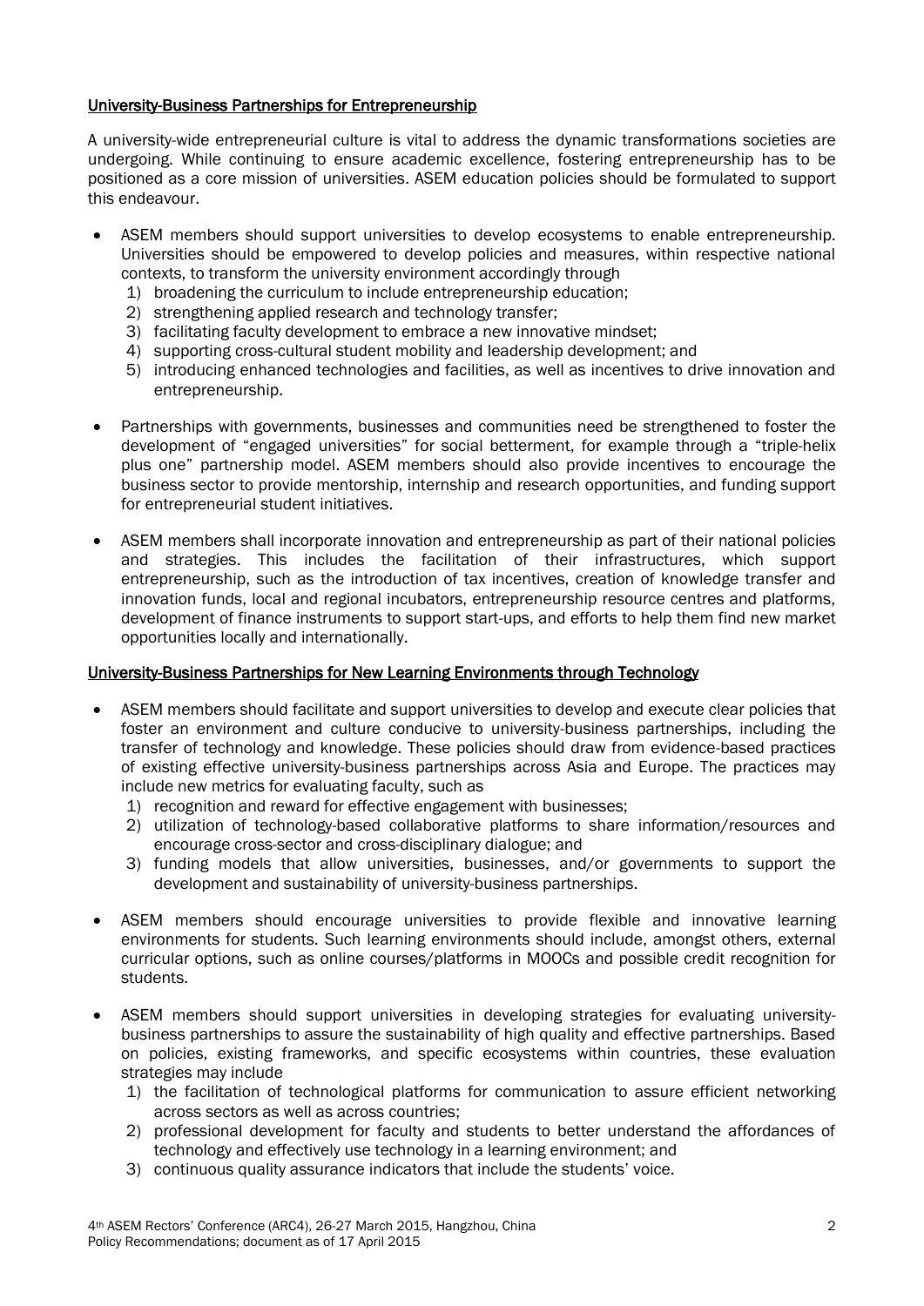## University-Business Partnerships for Entrepreneurship

A university-wide entrepreneurial culture is vital to address the dynamic transformations societies are undergoing. While continuing to ensure academic excellence, fostering entrepreneurship has to be positioned as a core mission of universities. ASEM education policies should be formulated to support this endeavour.

- ASEM members should support universities to develop ecosystems to enable entrepreneurship. Universities should be empowered to develop policies and measures, within respective national contexts, to transform the university environment accordingly through
  1) broadening the curriculum to include entrepreneurship education;
  2) strengthening applied research and technology transfer;
  3) facilitating faculty development to embrace a new innovative mindset;
  4) supporting cross-cultural student mobility and leadership development; and
  5) introducing enhanced technologies and facilities, as well as incentives to drive innovation and entrepreneurship.

- Partnerships with governments, businesses and communities need be strengthened to foster the development of "engaged universities" for social betterment, for example through a "triple-helix plus one" partnership model. ASEM members should also provide incentives to encourage the business sector to provide mentorship, internship and research opportunities, and funding support for entrepreneurial student initiatives.

- ASEM members shall incorporate innovation and entrepreneurship as part of their national policies and strategies. This includes the facilitation of their infrastructures, which support entrepreneurship, such as the introduction of tax incentives, creation of knowledge transfer and innovation funds, local and regional incubators, entrepreneurship resource centres and platforms, development of finance instruments to support start-ups, and efforts to help them find new market opportunities locally and internationally.

## University-Business Partnerships for New Learning Environments through Technology

- ASEM members should facilitate and support universities to develop and execute clear policies that foster an environment and culture conducive to university-business partnerships, including the transfer of technology and knowledge. These policies should draw from evidence-based practices of existing effective university-business partnerships across Asia and Europe. The practices may include new metrics for evaluating faculty, such as
  1) recognition and reward for effective engagement with businesses;
  2) utilization of technology-based collaborative platforms to share information/resources and encourage cross-sector and cross-disciplinary dialogue; and
  3) funding models that allow universities, businesses, and/or governments to support the development and sustainability of university-business partnerships.

- ASEM members should encourage universities to provide flexible and innovative learning environments for students. Such learning environments should include, amongst others, external curricular options, such as online courses/platforms in MOOCs and possible credit recognition for students.

- ASEM members should support universities in developing strategies for evaluating university-business partnerships to assure the sustainability of high quality and effective partnerships. Based on policies, existing frameworks, and specific ecosystems within countries, these evaluation strategies may include
  1) the facilitation of technological platforms for communication to assure efficient networking across sectors as well as across countries;
  2) professional development for faculty and students to better understand the affordances of technology and effectively use technology in a learning environment; and
  3) continuous quality assurance indicators that include the students' voice.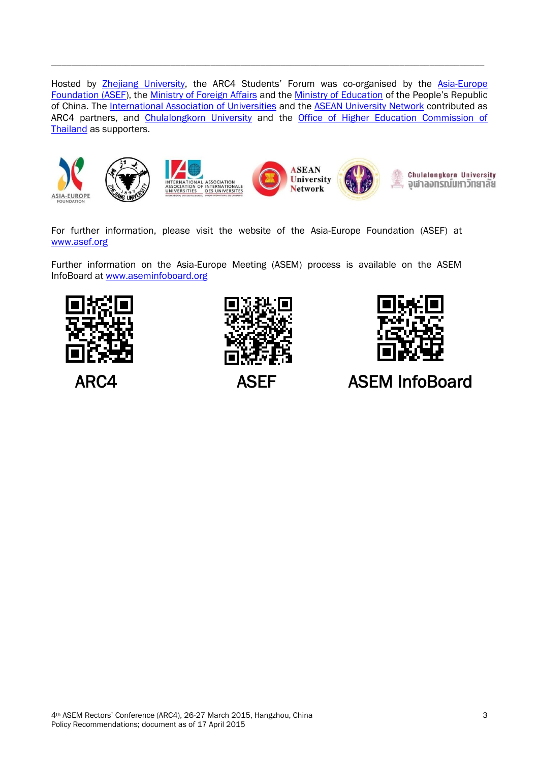Hosted by Zhejiang University, the ARC4 Students' Forum was co-organised by the Asia-Europe Foundation (ASEF), the Ministry of Foreign Affairs and the Ministry of Education of the People's Republic of China. The International Association of Universities and the ASEAN University Network contributed as ARC4 partners, and Chulalongkorn University and the Office of Higher Education Commission of Thailand as supporters.

For further information, please visit the website of the Asia-Europe Foundation (ASEF) at www.asef.org

Further information on the Asia-Europe Meeting (ASEM) process is available on the ASEM InfoBoard at www.aseminfoboard.org

ARC4

ASEF

ASEM InfoBoard